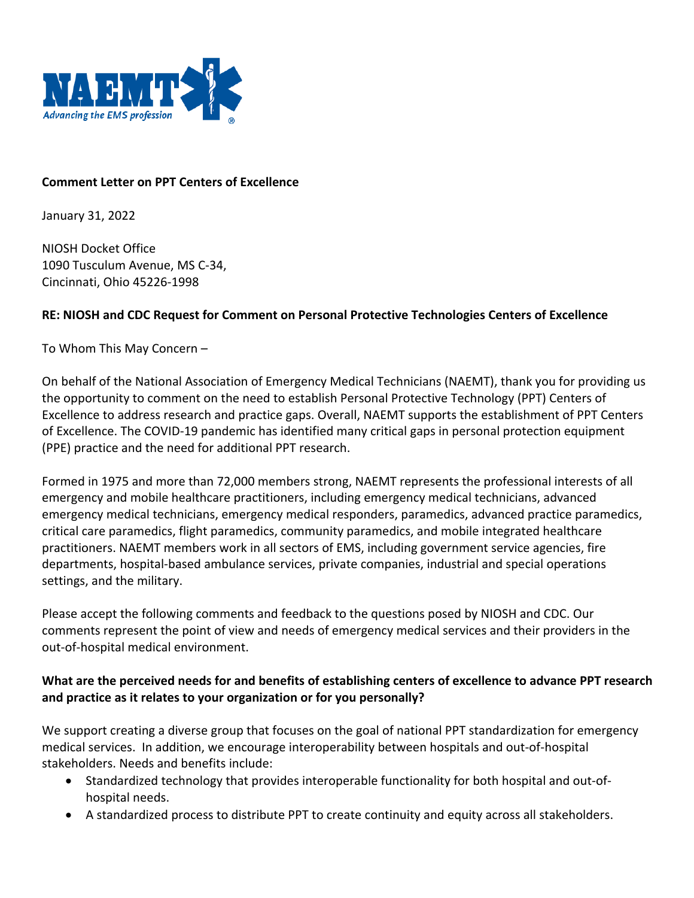**Comment Letter on PPT Centers of Excellence**

January 31, 2022

NIOSH Docket Office
1090 Tusculum Avenue, MS C-34,
Cincinnati, Ohio 45226-1998

**RE: NIOSH and CDC Request for Comment on Personal Protective Technologies Centers of Excellence**

To Whom This May Concern –

On behalf of the National Association of Emergency Medical Technicians (NAEMT), thank you for providing us the opportunity to comment on the need to establish Personal Protective Technology (PPT) Centers of Excellence to address research and practice gaps. Overall, NAEMT supports the establishment of PPT Centers of Excellence. The COVID-19 pandemic has identified many critical gaps in personal protection equipment (PPE) practice and the need for additional PPT research.

Formed in 1975 and more than 72,000 members strong, NAEMT represents the professional interests of all emergency and mobile healthcare practitioners, including emergency medical technicians, advanced emergency medical technicians, emergency medical responders, paramedics, advanced practice paramedics, critical care paramedics, flight paramedics, community paramedics, and mobile integrated healthcare practitioners. NAEMT members work in all sectors of EMS, including government service agencies, fire departments, hospital-based ambulance services, private companies, industrial and special operations settings, and the military.

Please accept the following comments and feedback to the questions posed by NIOSH and CDC. Our comments represent the point of view and needs of emergency medical services and their providers in the out-of-hospital medical environment.

**What are the perceived needs for and benefits of establishing centers of excellence to advance PPT research and practice as it relates to your organization or for you personally?**

We support creating a diverse group that focuses on the goal of national PPT standardization for emergency medical services. In addition, we encourage interoperability between hospitals and out-of-hospital stakeholders. Needs and benefits include:

- Standardized technology that provides interoperable functionality for both hospital and out-of-hospital needs.
- A standardized process to distribute PPT to create continuity and equity across all stakeholders.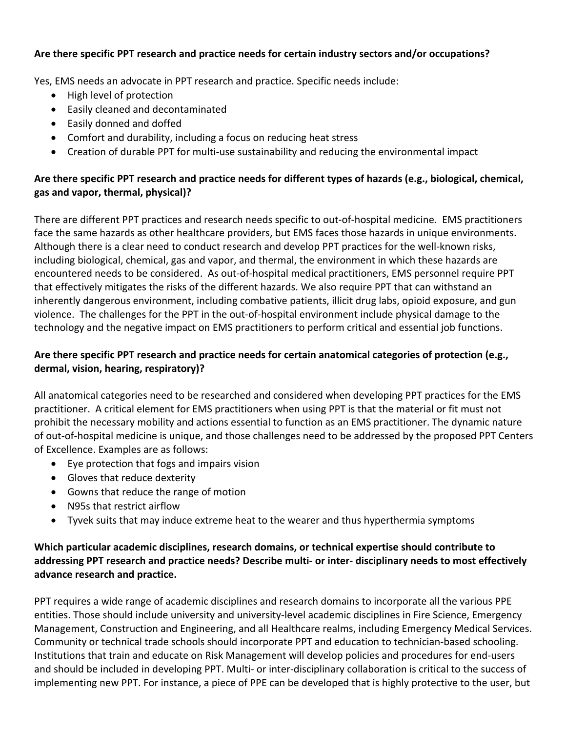**Are there specific PPT research and practice needs for certain industry sectors and/or occupations?**

Yes, EMS needs an advocate in PPT research and practice. Specific needs include:

- High level of protection
- Easily cleaned and decontaminated
- Easily donned and doffed
- Comfort and durability, including a focus on reducing heat stress
- Creation of durable PPT for multi-use sustainability and reducing the environmental impact

**Are there specific PPT research and practice needs for different types of hazards (e.g., biological, chemical, gas and vapor, thermal, physical)?**

There are different PPT practices and research needs specific to out-of-hospital medicine. EMS practitioners face the same hazards as other healthcare providers, but EMS faces those hazards in unique environments. Although there is a clear need to conduct research and develop PPT practices for the well-known risks, including biological, chemical, gas and vapor, and thermal, the environment in which these hazards are encountered needs to be considered. As out-of-hospital medical practitioners, EMS personnel require PPT that effectively mitigates the risks of the different hazards. We also require PPT that can withstand an inherently dangerous environment, including combative patients, illicit drug labs, opioid exposure, and gun violence. The challenges for the PPT in the out-of-hospital environment include physical damage to the technology and the negative impact on EMS practitioners to perform critical and essential job functions.

**Are there specific PPT research and practice needs for certain anatomical categories of protection (e.g., dermal, vision, hearing, respiratory)?**

All anatomical categories need to be researched and considered when developing PPT practices for the EMS practitioner. A critical element for EMS practitioners when using PPT is that the material or fit must not prohibit the necessary mobility and actions essential to function as an EMS practitioner. The dynamic nature of out-of-hospital medicine is unique, and those challenges need to be addressed by the proposed PPT Centers of Excellence. Examples are as follows:

- Eye protection that fogs and impairs vision
- Gloves that reduce dexterity
- Gowns that reduce the range of motion
- N95s that restrict airflow
- Tyvek suits that may induce extreme heat to the wearer and thus hyperthermia symptoms

**Which particular academic disciplines, research domains, or technical expertise should contribute to addressing PPT research and practice needs? Describe multi- or inter- disciplinary needs to most effectively advance research and practice.**

PPT requires a wide range of academic disciplines and research domains to incorporate all the various PPE entities. Those should include university and university-level academic disciplines in Fire Science, Emergency Management, Construction and Engineering, and all Healthcare realms, including Emergency Medical Services. Community or technical trade schools should incorporate PPT and education to technician-based schooling. Institutions that train and educate on Risk Management will develop policies and procedures for end-users and should be included in developing PPT. Multi- or inter-disciplinary collaboration is critical to the success of implementing new PPT. For instance, a piece of PPE can be developed that is highly protective to the user, but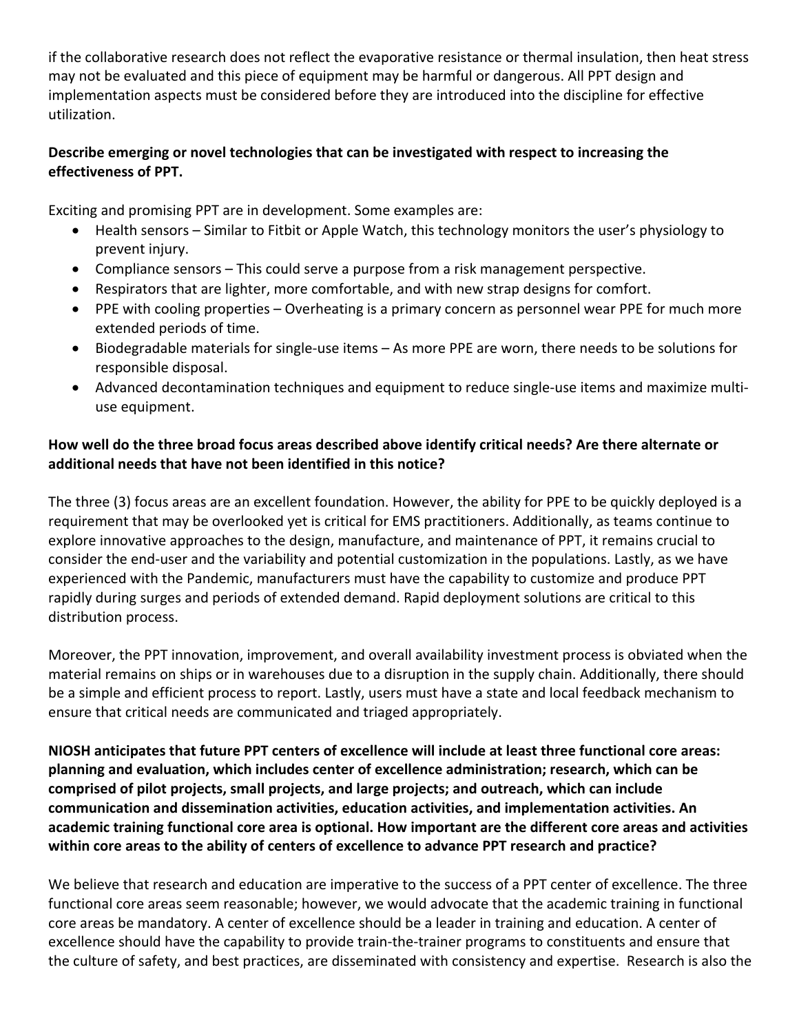if the collaborative research does not reflect the evaporative resistance or thermal insulation, then heat stress may not be evaluated and this piece of equipment may be harmful or dangerous. All PPT design and implementation aspects must be considered before they are introduced into the discipline for effective utilization.

**Describe emerging or novel technologies that can be investigated with respect to increasing the effectiveness of PPT.**

Exciting and promising PPT are in development. Some examples are:

- Health sensors – Similar to Fitbit or Apple Watch, this technology monitors the user's physiology to prevent injury.
- Compliance sensors – This could serve a purpose from a risk management perspective.
- Respirators that are lighter, more comfortable, and with new strap designs for comfort.
- PPE with cooling properties – Overheating is a primary concern as personnel wear PPE for much more extended periods of time.
- Biodegradable materials for single-use items – As more PPE are worn, there needs to be solutions for responsible disposal.
- Advanced decontamination techniques and equipment to reduce single-use items and maximize multi-use equipment.

**How well do the three broad focus areas described above identify critical needs? Are there alternate or additional needs that have not been identified in this notice?**

The three (3) focus areas are an excellent foundation. However, the ability for PPE to be quickly deployed is a requirement that may be overlooked yet is critical for EMS practitioners. Additionally, as teams continue to explore innovative approaches to the design, manufacture, and maintenance of PPT, it remains crucial to consider the end-user and the variability and potential customization in the populations. Lastly, as we have experienced with the Pandemic, manufacturers must have the capability to customize and produce PPT rapidly during surges and periods of extended demand. Rapid deployment solutions are critical to this distribution process.

Moreover, the PPT innovation, improvement, and overall availability investment process is obviated when the material remains on ships or in warehouses due to a disruption in the supply chain. Additionally, there should be a simple and efficient process to report. Lastly, users must have a state and local feedback mechanism to ensure that critical needs are communicated and triaged appropriately.

**NIOSH anticipates that future PPT centers of excellence will include at least three functional core areas: planning and evaluation, which includes center of excellence administration; research, which can be comprised of pilot projects, small projects, and large projects; and outreach, which can include communication and dissemination activities, education activities, and implementation activities. An academic training functional core area is optional. How important are the different core areas and activities within core areas to the ability of centers of excellence to advance PPT research and practice?**

We believe that research and education are imperative to the success of a PPT center of excellence. The three functional core areas seem reasonable; however, we would advocate that the academic training in functional core areas be mandatory. A center of excellence should be a leader in training and education. A center of excellence should have the capability to provide train-the-trainer programs to constituents and ensure that the culture of safety, and best practices, are disseminated with consistency and expertise. Research is also the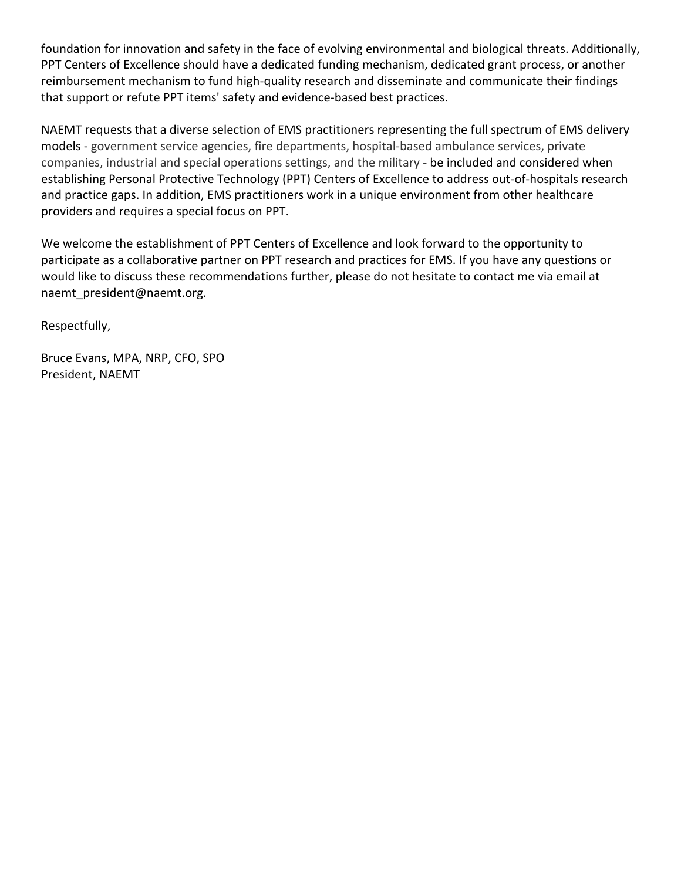foundation for innovation and safety in the face of evolving environmental and biological threats. Additionally, PPT Centers of Excellence should have a dedicated funding mechanism, dedicated grant process, or another reimbursement mechanism to fund high-quality research and disseminate and communicate their findings that support or refute PPT items' safety and evidence-based best practices.

NAEMT requests that a diverse selection of EMS practitioners representing the full spectrum of EMS delivery models - government service agencies, fire departments, hospital-based ambulance services, private companies, industrial and special operations settings, and the military - be included and considered when establishing Personal Protective Technology (PPT) Centers of Excellence to address out-of-hospitals research and practice gaps. In addition, EMS practitioners work in a unique environment from other healthcare providers and requires a special focus on PPT.

We welcome the establishment of PPT Centers of Excellence and look forward to the opportunity to participate as a collaborative partner on PPT research and practices for EMS. If you have any questions or would like to discuss these recommendations further, please do not hesitate to contact me via email at naemt_president@naemt.org.

Respectfully,

Bruce Evans, MPA, NRP, CFO, SPO
President, NAEMT